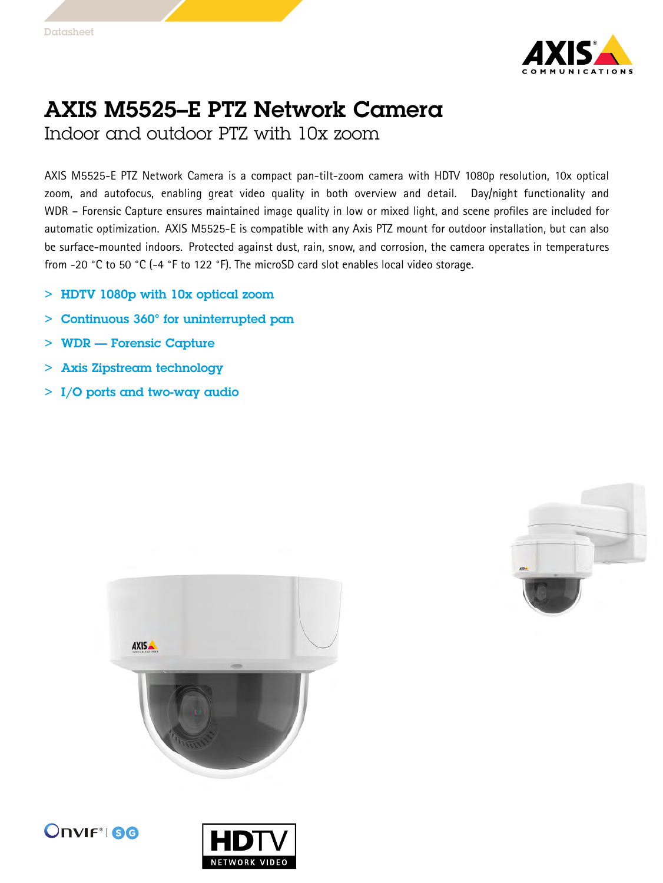Datasheet

# AXIS M5525–E PTZ Network Camera

## Indoor and outdoor PTZ with 10x zoom

AXIS M5525-E PTZ Network Camera is a compact pan-tilt-zoom camera with HDTV 1080p resolution, 10x optical zoom, and autofocus, enabling great video quality in both overview and detail. Day/night functionality and WDR – Forensic Capture ensures maintained image quality in low or mixed light, and scene profiles are included for automatic optimization. AXIS M5525-E is compatible with any Axis PTZ mount for outdoor installation, but can also be surface-mounted indoors. Protected against dust, rain, snow, and corrosion, the camera operates in temperatures from -20 °C to 50 °C (-4 °F to 122 °F). The microSD card slot enables local video storage.

> HDTV 1080p with 10x optical zoom

> Continuous 360° for uninterrupted pan

> WDR — Forensic Capture

> Axis Zipstream technology

> I/O ports and two-way audio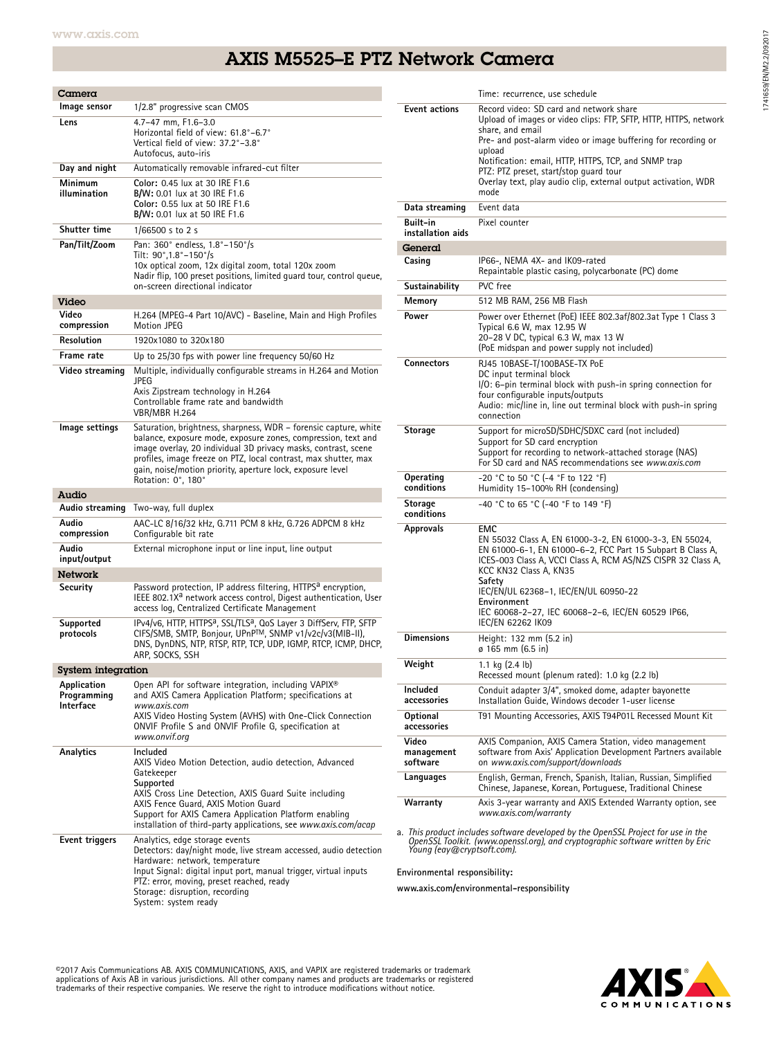# AXIS M5525–E PTZ Network Camera

## Camera

| | |
|---|---|
| **Image sensor** | 1/2.8" progressive scan CMOS |
| **Lens** | 4.7–47 mm, F1.6–3.0<br>Horizontal field of view: 61.8°–6.7°<br>Vertical field of view: 37.2°–3.8°<br>Autofocus, auto-iris |
| **Day and night** | Automatically removable infrared-cut filter |
| **Minimum illumination** | **Color:** 0.45 lux at 30 IRE F1.6<br>**B/W:** 0.01 lux at 30 IRE F1.6<br>**Color:** 0.55 lux at 50 IRE F1.6<br>**B/W:** 0.01 lux at 50 IRE F1.6 |
| **Shutter time** | 1/66500 s to 2 s |
| **Pan/Tilt/Zoom** | Pan: 360° endless, 1.8°–150°/s<br>Tilt: 90°,1.8°–150°/s<br>10x optical zoom, 12x digital zoom, total 120x zoom<br>Nadir flip, 100 preset positions, limited guard tour, control queue, on-screen directional indicator |

## Video

| | |
|---|---|
| **Video compression** | H.264 (MPEG-4 Part 10/AVC) - Baseline, Main and High Profiles<br>Motion JPEG |
| **Resolution** | 1920x1080 to 320x180 |
| **Frame rate** | Up to 25/30 fps with power line frequency 50/60 Hz |
| **Video streaming** | Multiple, individually configurable streams in H.264 and Motion JPEG<br>Axis Zipstream technology in H.264<br>Controllable frame rate and bandwidth<br>VBR/MBR H.264 |
| **Image settings** | Saturation, brightness, sharpness, WDR – forensic capture, white balance, exposure mode, exposure zones, compression, text and image overlay, 20 individual 3D privacy masks, contrast, scene profiles, image freeze on PTZ, local contrast, max shutter, max gain, noise/motion priority, aperture lock, exposure level<br>Rotation: 0°, 180° |

## Audio

| | |
|---|---|
| **Audio streaming** | Two-way, full duplex |
| **Audio compression** | AAC-LC 8/16/32 kHz, G.711 PCM 8 kHz, G.726 ADPCM 8 kHz<br>Configurable bit rate |
| **Audio input/output** | External microphone input or line input, line output |

## Network

| | |
|---|---|
| **Security** | Password protection, IP address filtering, HTTPS[a] encryption, IEEE 802.1X[a] network access control, Digest authentication, User access log, Centralized Certificate Management |
| **Supported protocols** | IPv4/v6, HTTP, HTTPS[a], SSL/TLS[a], QoS Layer 3 DiffServ, FTP, SFTP CIFS/SMB, SMTP, Bonjour, UPnP™, SNMP v1/v2c/v3(MIB-II), DNS, DynDNS, NTP, RTSP, RTP, TCP, UDP, IGMP, RTCP, ICMP, DHCP, ARP, SOCKS, SSH |

## System integration

| | |
|---|---|
| **Application Programming Interface** | Open API for software integration, including VAPIX® and AXIS Camera Application Platform; specifications at *www.axis.com*<br>AXIS Video Hosting System (AVHS) with One-Click Connection<br>ONVIF Profile S and ONVIF Profile G, specification at *www.onvif.org* |
| **Analytics** | **Included**<br>AXIS Video Motion Detection, audio detection, Advanced Gatekeeper<br>**Supported**<br>AXIS Cross Line Detection, AXIS Guard Suite including AXIS Fence Guard, AXIS Motion Guard<br>Support for AXIS Camera Application Platform enabling installation of third-party applications, see *www.axis.com/acap* |
| **Event triggers** | Analytics, edge storage events<br>Detectors: day/night mode, live stream accessed, audio detection<br>Hardware: network, temperature<br>Input Signal: digital input port, manual trigger, virtual inputs<br>PTZ: error, moving, preset reached, ready<br>Storage: disruption, recording<br>System: system ready<br>Time: recurrence, use schedule |
| **Event actions** | Record video: SD card and network share<br>Upload of images or video clips: FTP, SFTP, HTTP, HTTPS, network share, and email<br>Pre- and post-alarm video or image buffering for recording or upload<br>Notification: email, HTTP, HTTPS, TCP, and SNMP trap<br>PTZ: PTZ preset, start/stop guard tour<br>Overlay text, play audio clip, external output activation, WDR mode |
| **Data streaming** | Event data |
| **Built-in installation aids** | Pixel counter |

## General

| | |
|---|---|
| **Casing** | IP66-, NEMA 4X- and IK09-rated<br>Repaintable plastic casing, polycarbonate (PC) dome |
| **Sustainability** | PVC free |
| **Memory** | 512 MB RAM, 256 MB Flash |
| **Power** | Power over Ethernet (PoE) IEEE 802.3af/802.3at Type 1 Class 3<br>Typical 6.6 W, max 12.95 W<br>20–28 V DC, typical 6.3 W, max 13 W<br>(PoE midspan and power supply not included) |
| **Connectors** | RJ45 10BASE-T/100BASE-TX PoE<br>DC input terminal block<br>I/O: 6-pin terminal block with push-in spring connection for four configurable inputs/outputs<br>Audio: mic/line in, line out terminal block with push-in spring connection |
| **Storage** | Support for microSD/SDHC/SDXC card (not included)<br>Support for SD card encryption<br>Support for recording to network-attached storage (NAS)<br>For SD card and NAS recommendations see *www.axis.com* |
| **Operating conditions** | -20 °C to 50 °C (-4 °F to 122 °F)<br>Humidity 15–100% RH (condensing) |
| **Storage conditions** | -40 °C to 65 °C (-40 °F to 149 °F) |
| **Approvals** | **EMC**<br>EN 55032 Class A, EN 61000-3-2, EN 61000-3-3, EN 55024, EN 61000-6-1, EN 61000-6-2, FCC Part 15 Subpart B Class A, ICES-003 Class A, VCCI Class A, RCM AS/NZS CISPR 32 Class A, KCC KN32 Class A, KN35<br>**Safety**<br>IEC/EN/UL 62368-1, IEC/EN/UL 60950-22<br>**Environment**<br>IEC 60068-2-27, IEC 60068-2-6, IEC/EN 60529 IP66, IEC/EN 62262 IK09 |
| **Dimensions** | Height: 132 mm (5.2 in)<br>ø 165 mm (6.5 in) |
| **Weight** | 1.1 kg (2.4 lb)<br>Recessed mount (plenum rated): 1.0 kg (2.2 lb) |
| **Included accessories** | Conduit adapter 3/4", smoked dome, adapter bayonette<br>Installation Guide, Windows decoder 1-user license |
| **Optional accessories** | T91 Mounting Accessories, AXIS T94P01L Recessed Mount Kit |
| **Video management software** | AXIS Companion, AXIS Camera Station, video management software from Axis' Application Development Partners available on *www.axis.com/support/downloads* |
| **Languages** | English, German, French, Spanish, Italian, Russian, Simplified Chinese, Japanese, Korean, Portuguese, Traditional Chinese |
| **Warranty** | Axis 3-year warranty and AXIS Extended Warranty option, see *www.axis.com/warranty* |

a. *This product includes software developed by the OpenSSL Project for use in the OpenSSL Toolkit. (www.openssl.org), and cryptographic software written by Eric Young (eay@cryptsoft.com).*

**Environmental responsibility:**

**www.axis.com/environmental-responsibility**

©2017 Axis Communications AB. AXIS COMMUNICATIONS, AXIS, and VAPIX are registered trademarks or trademark applications of Axis AB in various jurisdictions. All other company names and products are trademarks or registered trademarks of their respective companies. We reserve the right to introduce modifications without notice.